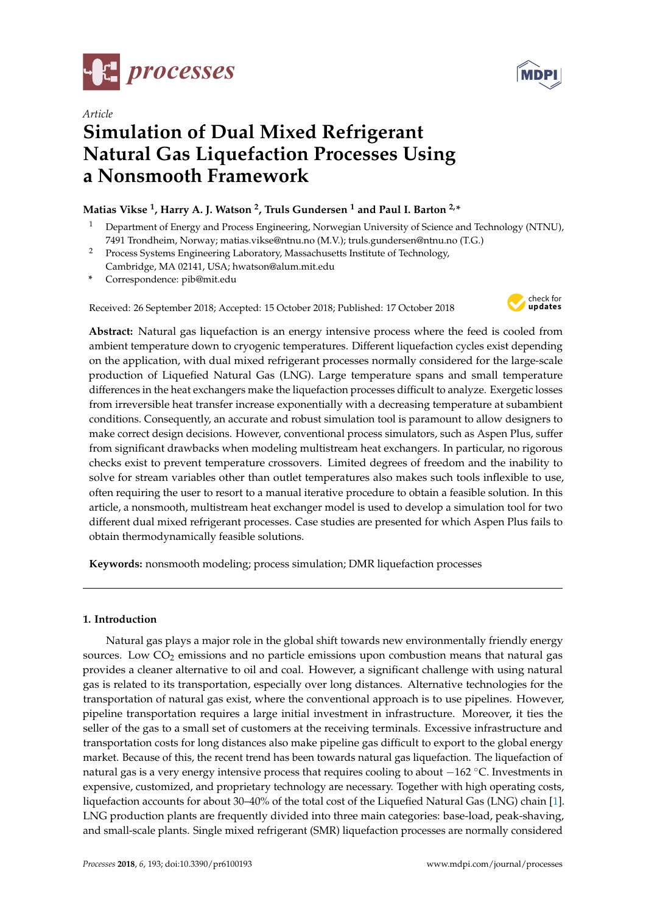*Article*

# Simulation of Dual Mixed Refrigerant Natural Gas Liquefaction Processes Using a Nonsmooth Framework

**Matias Vikse [1], Harry A. J. Watson [2], Truls Gundersen [1] and Paul I. Barton [2,*]**

[1] Department of Energy and Process Engineering, Norwegian University of Science and Technology (NTNU), 7491 Trondheim, Norway; matias.vikse@ntnu.no (M.V.); truls.gundersen@ntnu.no (T.G.)

[2] Process Systems Engineering Laboratory, Massachusetts Institute of Technology, Cambridge, MA 02141, USA; hwatson@alum.mit.edu

[*] Correspondence: pib@mit.edu

Received: 26 September 2018; Accepted: 15 October 2018; Published: 17 October 2018

**Abstract:** Natural gas liquefaction is an energy intensive process where the feed is cooled from ambient temperature down to cryogenic temperatures. Different liquefaction cycles exist depending on the application, with dual mixed refrigerant processes normally considered for the large-scale production of Liquefied Natural Gas (LNG). Large temperature spans and small temperature differences in the heat exchangers make the liquefaction processes difficult to analyze. Exergetic losses from irreversible heat transfer increase exponentially with a decreasing temperature at subambient conditions. Consequently, an accurate and robust simulation tool is paramount to allow designers to make correct design decisions. However, conventional process simulators, such as Aspen Plus, suffer from significant drawbacks when modeling multistream heat exchangers. In particular, no rigorous checks exist to prevent temperature crossovers. Limited degrees of freedom and the inability to solve for stream variables other than outlet temperatures also makes such tools inflexible to use, often requiring the user to resort to a manual iterative procedure to obtain a feasible solution. In this article, a nonsmooth, multistream heat exchanger model is used to develop a simulation tool for two different dual mixed refrigerant processes. Case studies are presented for which Aspen Plus fails to obtain thermodynamically feasible solutions.

**Keywords:** nonsmooth modeling; process simulation; DMR liquefaction processes

## 1. Introduction

Natural gas plays a major role in the global shift towards new environmentally friendly energy sources. Low $CO_2$ emissions and no particle emissions upon combustion means that natural gas provides a cleaner alternative to oil and coal. However, a significant challenge with using natural gas is related to its transportation, especially over long distances. Alternative technologies for the transportation of natural gas exist, where the conventional approach is to use pipelines. However, pipeline transportation requires a large initial investment in infrastructure. Moreover, it ties the seller of the gas to a small set of customers at the receiving terminals. Excessive infrastructure and transportation costs for long distances also make pipeline gas difficult to export to the global energy market. Because of this, the recent trend has been towards natural gas liquefaction. The liquefaction of natural gas is a very energy intensive process that requires cooling to about −162 °C. Investments in expensive, customized, and proprietary technology are necessary. Together with high operating costs, liquefaction accounts for about 30–40% of the total cost of the Liquefied Natural Gas (LNG) chain [1]. LNG production plants are frequently divided into three main categories: base-load, peak-shaving, and small-scale plants. Single mixed refrigerant (SMR) liquefaction processes are normally considered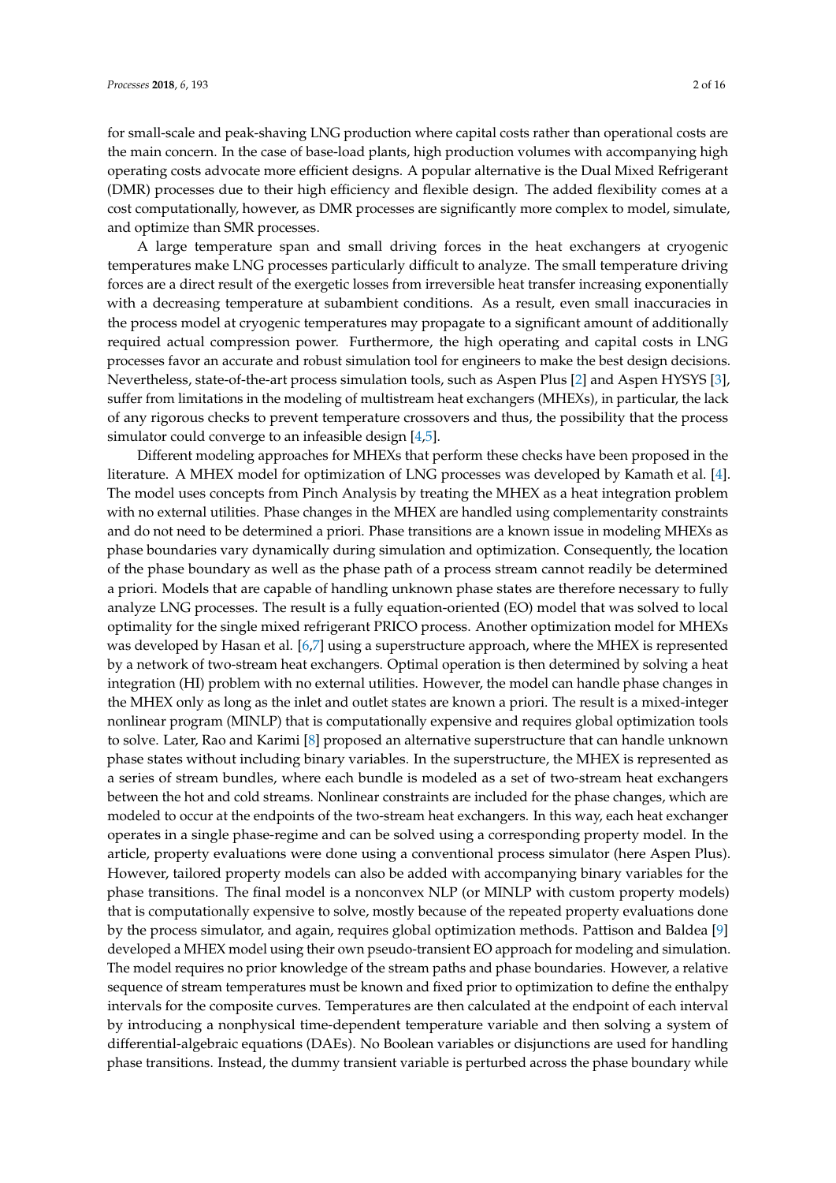for small-scale and peak-shaving LNG production where capital costs rather than operational costs are the main concern. In the case of base-load plants, high production volumes with accompanying high operating costs advocate more efficient designs. A popular alternative is the Dual Mixed Refrigerant (DMR) processes due to their high efficiency and flexible design. The added flexibility comes at a cost computationally, however, as DMR processes are significantly more complex to model, simulate, and optimize than SMR processes.

A large temperature span and small driving forces in the heat exchangers at cryogenic temperatures make LNG processes particularly difficult to analyze. The small temperature driving forces are a direct result of the exergetic losses from irreversible heat transfer increasing exponentially with a decreasing temperature at subambient conditions. As a result, even small inaccuracies in the process model at cryogenic temperatures may propagate to a significant amount of additionally required actual compression power. Furthermore, the high operating and capital costs in LNG processes favor an accurate and robust simulation tool for engineers to make the best design decisions. Nevertheless, state-of-the-art process simulation tools, such as Aspen Plus [2] and Aspen HYSYS [3], suffer from limitations in the modeling of multistream heat exchangers (MHEXs), in particular, the lack of any rigorous checks to prevent temperature crossovers and thus, the possibility that the process simulator could converge to an infeasible design [4,5].

Different modeling approaches for MHEXs that perform these checks have been proposed in the literature. A MHEX model for optimization of LNG processes was developed by Kamath et al. [4]. The model uses concepts from Pinch Analysis by treating the MHEX as a heat integration problem with no external utilities. Phase changes in the MHEX are handled using complementarity constraints and do not need to be determined a priori. Phase transitions are a known issue in modeling MHEXs as phase boundaries vary dynamically during simulation and optimization. Consequently, the location of the phase boundary as well as the phase path of a process stream cannot readily be determined a priori. Models that are capable of handling unknown phase states are therefore necessary to fully analyze LNG processes. The result is a fully equation-oriented (EO) model that was solved to local optimality for the single mixed refrigerant PRICO process. Another optimization model for MHEXs was developed by Hasan et al. [6,7] using a superstructure approach, where the MHEX is represented by a network of two-stream heat exchangers. Optimal operation is then determined by solving a heat integration (HI) problem with no external utilities. However, the model can handle phase changes in the MHEX only as long as the inlet and outlet states are known a priori. The result is a mixed-integer nonlinear program (MINLP) that is computationally expensive and requires global optimization tools to solve. Later, Rao and Karimi [8] proposed an alternative superstructure that can handle unknown phase states without including binary variables. In the superstructure, the MHEX is represented as a series of stream bundles, where each bundle is modeled as a set of two-stream heat exchangers between the hot and cold streams. Nonlinear constraints are included for the phase changes, which are modeled to occur at the endpoints of the two-stream heat exchangers. In this way, each heat exchanger operates in a single phase-regime and can be solved using a corresponding property model. In the article, property evaluations were done using a conventional process simulator (here Aspen Plus). However, tailored property models can also be added with accompanying binary variables for the phase transitions. The final model is a nonconvex NLP (or MINLP with custom property models) that is computationally expensive to solve, mostly because of the repeated property evaluations done by the process simulator, and again, requires global optimization methods. Pattison and Baldea [9] developed a MHEX model using their own pseudo-transient EO approach for modeling and simulation. The model requires no prior knowledge of the stream paths and phase boundaries. However, a relative sequence of stream temperatures must be known and fixed prior to optimization to define the enthalpy intervals for the composite curves. Temperatures are then calculated at the endpoint of each interval by introducing a nonphysical time-dependent temperature variable and then solving a system of differential-algebraic equations (DAEs). No Boolean variables or disjunctions are used for handling phase transitions. Instead, the dummy transient variable is perturbed across the phase boundary while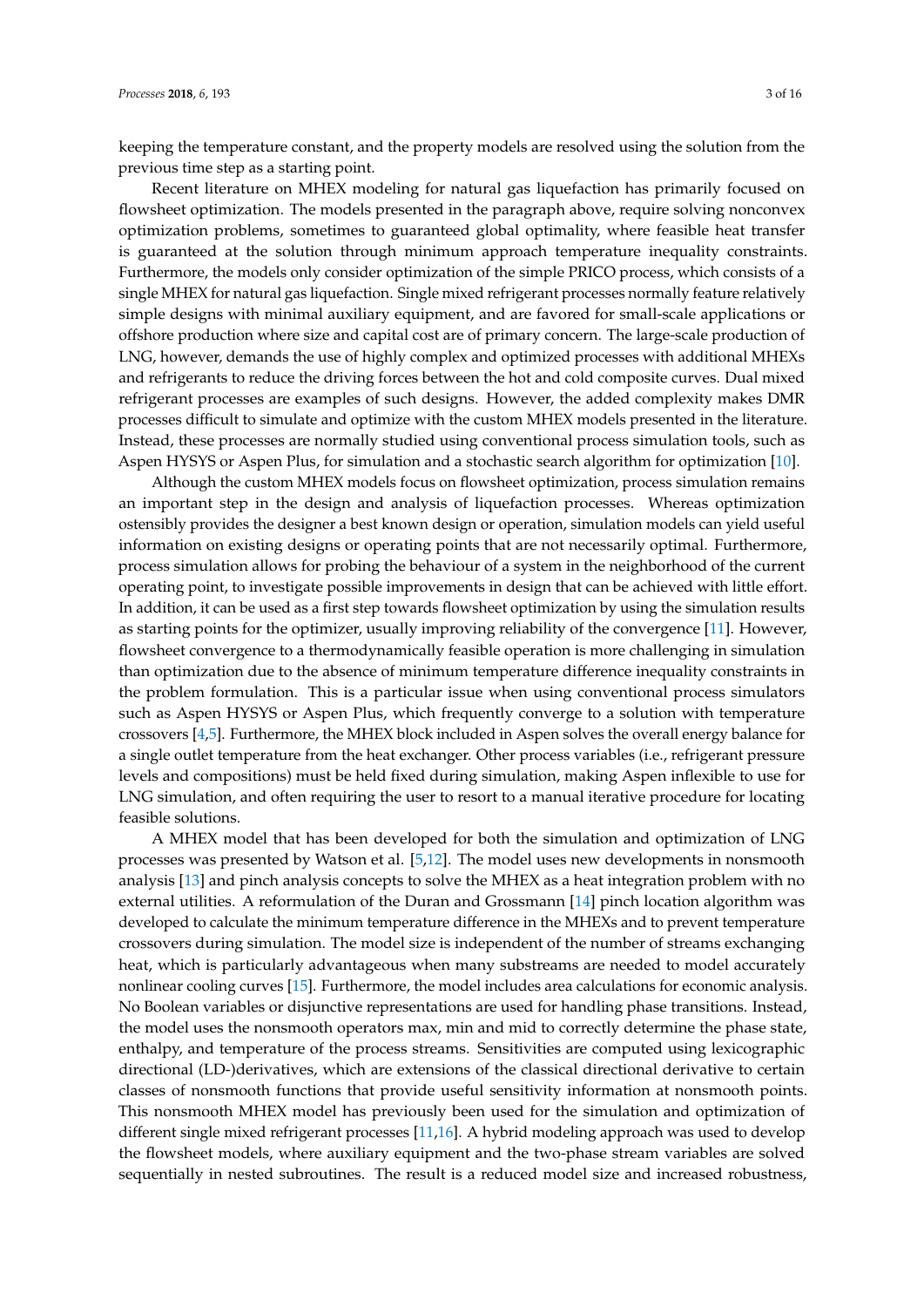keeping the temperature constant, and the property models are resolved using the solution from the previous time step as a starting point.

Recent literature on MHEX modeling for natural gas liquefaction has primarily focused on flowsheet optimization. The models presented in the paragraph above, require solving nonconvex optimization problems, sometimes to guaranteed global optimality, where feasible heat transfer is guaranteed at the solution through minimum approach temperature inequality constraints. Furthermore, the models only consider optimization of the simple PRICO process, which consists of a single MHEX for natural gas liquefaction. Single mixed refrigerant processes normally feature relatively simple designs with minimal auxiliary equipment, and are favored for small-scale applications or offshore production where size and capital cost are of primary concern. The large-scale production of LNG, however, demands the use of highly complex and optimized processes with additional MHEXs and refrigerants to reduce the driving forces between the hot and cold composite curves. Dual mixed refrigerant processes are examples of such designs. However, the added complexity makes DMR processes difficult to simulate and optimize with the custom MHEX models presented in the literature. Instead, these processes are normally studied using conventional process simulation tools, such as Aspen HYSYS or Aspen Plus, for simulation and a stochastic search algorithm for optimization [10].

Although the custom MHEX models focus on flowsheet optimization, process simulation remains an important step in the design and analysis of liquefaction processes. Whereas optimization ostensibly provides the designer a best known design or operation, simulation models can yield useful information on existing designs or operating points that are not necessarily optimal. Furthermore, process simulation allows for probing the behaviour of a system in the neighborhood of the current operating point, to investigate possible improvements in design that can be achieved with little effort. In addition, it can be used as a first step towards flowsheet optimization by using the simulation results as starting points for the optimizer, usually improving reliability of the convergence [11]. However, flowsheet convergence to a thermodynamically feasible operation is more challenging in simulation than optimization due to the absence of minimum temperature difference inequality constraints in the problem formulation. This is a particular issue when using conventional process simulators such as Aspen HYSYS or Aspen Plus, which frequently converge to a solution with temperature crossovers [4,5]. Furthermore, the MHEX block included in Aspen solves the overall energy balance for a single outlet temperature from the heat exchanger. Other process variables (i.e., refrigerant pressure levels and compositions) must be held fixed during simulation, making Aspen inflexible to use for LNG simulation, and often requiring the user to resort to a manual iterative procedure for locating feasible solutions.

A MHEX model that has been developed for both the simulation and optimization of LNG processes was presented by Watson et al. [5,12]. The model uses new developments in nonsmooth analysis [13] and pinch analysis concepts to solve the MHEX as a heat integration problem with no external utilities. A reformulation of the Duran and Grossmann [14] pinch location algorithm was developed to calculate the minimum temperature difference in the MHEXs and to prevent temperature crossovers during simulation. The model size is independent of the number of streams exchanging heat, which is particularly advantageous when many substreams are needed to model accurately nonlinear cooling curves [15]. Furthermore, the model includes area calculations for economic analysis. No Boolean variables or disjunctive representations are used for handling phase transitions. Instead, the model uses the nonsmooth operators max, min and mid to correctly determine the phase state, enthalpy, and temperature of the process streams. Sensitivities are computed using lexicographic directional (LD-)derivatives, which are extensions of the classical directional derivative to certain classes of nonsmooth functions that provide useful sensitivity information at nonsmooth points. This nonsmooth MHEX model has previously been used for the simulation and optimization of different single mixed refrigerant processes [11,16]. A hybrid modeling approach was used to develop the flowsheet models, where auxiliary equipment and the two-phase stream variables are solved sequentially in nested subroutines. The result is a reduced model size and increased robustness,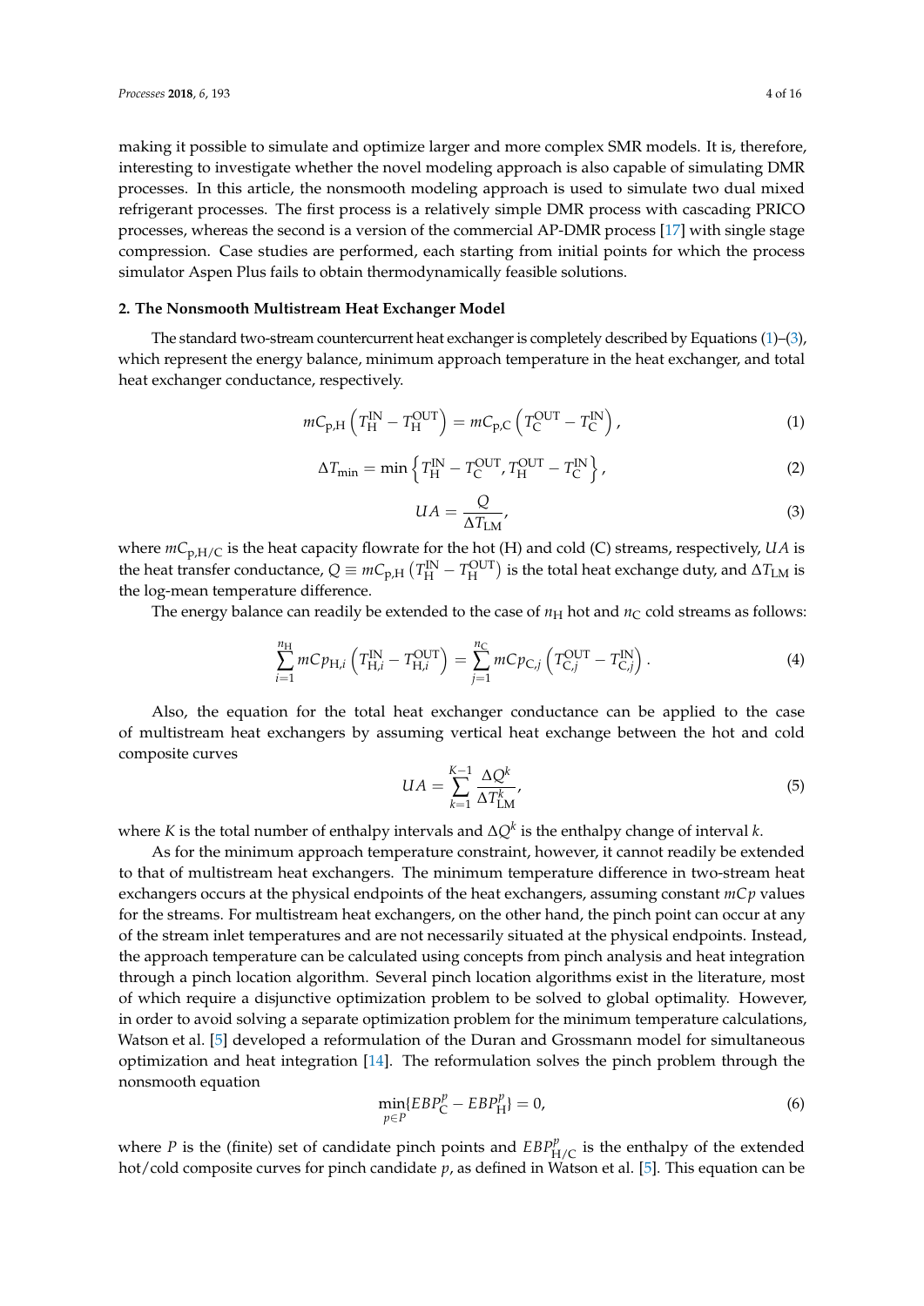making it possible to simulate and optimize larger and more complex SMR models. It is, therefore, interesting to investigate whether the novel modeling approach is also capable of simulating DMR processes. In this article, the nonsmooth modeling approach is used to simulate two dual mixed refrigerant processes. The first process is a relatively simple DMR process with cascading PRICO processes, whereas the second is a version of the commercial AP-DMR process [17] with single stage compression. Case studies are performed, each starting from initial points for which the process simulator Aspen Plus fails to obtain thermodynamically feasible solutions.

## 2. The Nonsmooth Multistream Heat Exchanger Model

The standard two-stream countercurrent heat exchanger is completely described by Equations (1)–(3), which represent the energy balance, minimum approach temperature in the heat exchanger, and total heat exchanger conductance, respectively.

$$mC_{\mathrm{p,H}}\left(T_{\mathrm{H}}^{\mathrm{IN}}-T_{\mathrm{H}}^{\mathrm{OUT}}\right)=mC_{\mathrm{p,C}}\left(T_{\mathrm{C}}^{\mathrm{OUT}}-T_{\mathrm{C}}^{\mathrm{IN}}\right), \tag{1}$$

$$\Delta T_{\min}=\min\left\{T_{\mathrm{H}}^{\mathrm{IN}}-T_{\mathrm{C}}^{\mathrm{OUT}},T_{\mathrm{H}}^{\mathrm{OUT}}-T_{\mathrm{C}}^{\mathrm{IN}}\right\}, \tag{2}$$

$$UA=\frac{Q}{\Delta T_{\mathrm{LM}}}, \tag{3}$$

where $mC_{\mathrm{p,H/C}}$ is the heat capacity flowrate for the hot (H) and cold (C) streams, respectively, $UA$ is the heat transfer conductance, $Q \equiv mC_{\mathrm{p,H}}\left(T_{\mathrm{H}}^{\mathrm{IN}}-T_{\mathrm{H}}^{\mathrm{OUT}}\right)$ is the total heat exchange duty, and $\Delta T_{\mathrm{LM}}$ is the log-mean temperature difference.

The energy balance can readily be extended to the case of $n_{\mathrm{H}}$ hot and $n_{\mathrm{C}}$ cold streams as follows:

$$\sum_{i=1}^{n_{\mathrm{H}}} mCp_{\mathrm{H},i}\left(T_{\mathrm{H},i}^{\mathrm{IN}}-T_{\mathrm{H},i}^{\mathrm{OUT}}\right)=\sum_{j=1}^{n_{\mathrm{C}}} mCp_{\mathrm{C},j}\left(T_{\mathrm{C},j}^{\mathrm{OUT}}-T_{\mathrm{C},j}^{\mathrm{IN}}\right). \tag{4}$$

Also, the equation for the total heat exchanger conductance can be applied to the case of multistream heat exchangers by assuming vertical heat exchange between the hot and cold composite curves

$$UA=\sum_{k=1}^{K-1}\frac{\Delta Q^{k}}{\Delta T_{\mathrm{LM}}^{k}}, \tag{5}$$

where $K$ is the total number of enthalpy intervals and $\Delta Q^{k}$ is the enthalpy change of interval $k$.

As for the minimum approach temperature constraint, however, it cannot readily be extended to that of multistream heat exchangers. The minimum temperature difference in two-stream heat exchangers occurs at the physical endpoints of the heat exchangers, assuming constant $mCp$ values for the streams. For multistream heat exchangers, on the other hand, the pinch point can occur at any of the stream inlet temperatures and are not necessarily situated at the physical endpoints. Instead, the approach temperature can be calculated using concepts from pinch analysis and heat integration through a pinch location algorithm. Several pinch location algorithms exist in the literature, most of which require a disjunctive optimization problem to be solved to global optimality. However, in order to avoid solving a separate optimization problem for the minimum temperature calculations, Watson et al. [5] developed a reformulation of the Duran and Grossmann model for simultaneous optimization and heat integration [14]. The reformulation solves the pinch problem through the nonsmooth equation

$$\min_{p\in P}\{EBP_{\mathrm{C}}^{p}-EBP_{\mathrm{H}}^{p}\}=0, \tag{6}$$

where $P$ is the (finite) set of candidate pinch points and $EBP_{\mathrm{H/C}}^{p}$ is the enthalpy of the extended hot/cold composite curves for pinch candidate $p$, as defined in Watson et al. [5]. This equation can be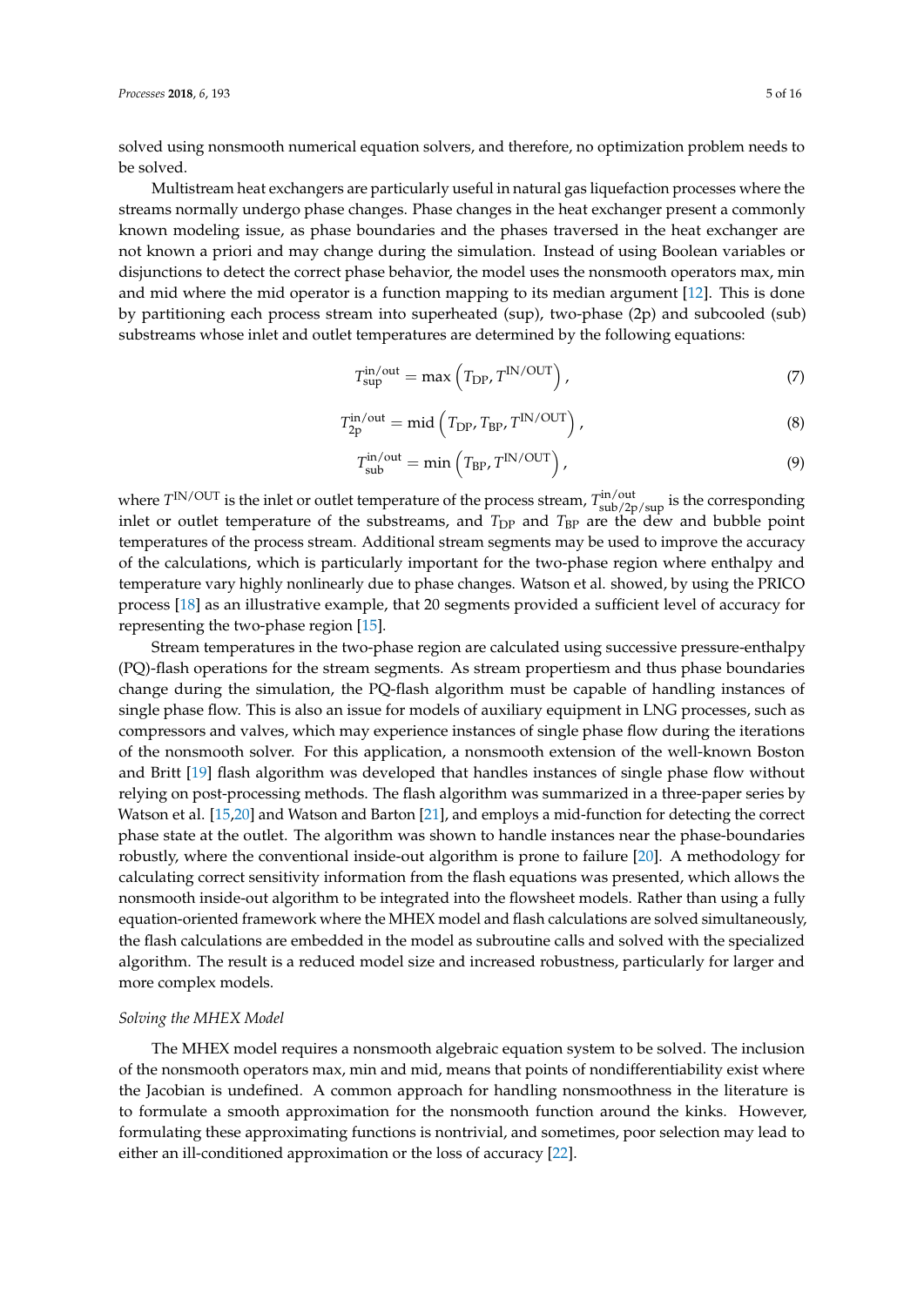solved using nonsmooth numerical equation solvers, and therefore, no optimization problem needs to be solved.

Multistream heat exchangers are particularly useful in natural gas liquefaction processes where the streams normally undergo phase changes. Phase changes in the heat exchanger present a commonly known modeling issue, as phase boundaries and the phases traversed in the heat exchanger are not known a priori and may change during the simulation. Instead of using Boolean variables or disjunctions to detect the correct phase behavior, the model uses the nonsmooth operators max, min and mid where the mid operator is a function mapping to its median argument [12]. This is done by partitioning each process stream into superheated (sup), two-phase (2p) and subcooled (sub) substreams whose inlet and outlet temperatures are determined by the following equations:

$$T_{\mathrm{sup}}^{\mathrm{in/out}} = \max\left(T_{\mathrm{DP}}, T^{\mathrm{IN/OUT}}\right), \tag{7}$$

$$T_{\mathrm{2p}}^{\mathrm{in/out}} = \mathrm{mid}\left(T_{\mathrm{DP}}, T_{\mathrm{BP}}, T^{\mathrm{IN/OUT}}\right), \tag{8}$$

$$T_{\mathrm{sub}}^{\mathrm{in/out}} = \min\left(T_{\mathrm{BP}}, T^{\mathrm{IN/OUT}}\right), \tag{9}$$

where $T^{\mathrm{IN/OUT}}$ is the inlet or outlet temperature of the process stream, $T_{\mathrm{sub/2p/sup}}^{\mathrm{in/out}}$ is the corresponding inlet or outlet temperature of the substreams, and $T_{\mathrm{DP}}$ and $T_{\mathrm{BP}}$ are the dew and bubble point temperatures of the process stream. Additional stream segments may be used to improve the accuracy of the calculations, which is particularly important for the two-phase region where enthalpy and temperature vary highly nonlinearly due to phase changes. Watson et al. showed, by using the PRICO process [18] as an illustrative example, that 20 segments provided a sufficient level of accuracy for representing the two-phase region [15].

Stream temperatures in the two-phase region are calculated using successive pressure-enthalpy (PQ)-flash operations for the stream segments. As stream propertiesm and thus phase boundaries change during the simulation, the PQ-flash algorithm must be capable of handling instances of single phase flow. This is also an issue for models of auxiliary equipment in LNG processes, such as compressors and valves, which may experience instances of single phase flow during the iterations of the nonsmooth solver. For this application, a nonsmooth extension of the well-known Boston and Britt [19] flash algorithm was developed that handles instances of single phase flow without relying on post-processing methods. The flash algorithm was summarized in a three-paper series by Watson et al. [15,20] and Watson and Barton [21], and employs a mid-function for detecting the correct phase state at the outlet. The algorithm was shown to handle instances near the phase-boundaries robustly, where the conventional inside-out algorithm is prone to failure [20]. A methodology for calculating correct sensitivity information from the flash equations was presented, which allows the nonsmooth inside-out algorithm to be integrated into the flowsheet models. Rather than using a fully equation-oriented framework where the MHEX model and flash calculations are solved simultaneously, the flash calculations are embedded in the model as subroutine calls and solved with the specialized algorithm. The result is a reduced model size and increased robustness, particularly for larger and more complex models.

*Solving the MHEX Model*

The MHEX model requires a nonsmooth algebraic equation system to be solved. The inclusion of the nonsmooth operators max, min and mid, means that points of nondifferentiability exist where the Jacobian is undefined. A common approach for handling nonsmoothness in the literature is to formulate a smooth approximation for the nonsmooth function around the kinks. However, formulating these approximating functions is nontrivial, and sometimes, poor selection may lead to either an ill-conditioned approximation or the loss of accuracy [22].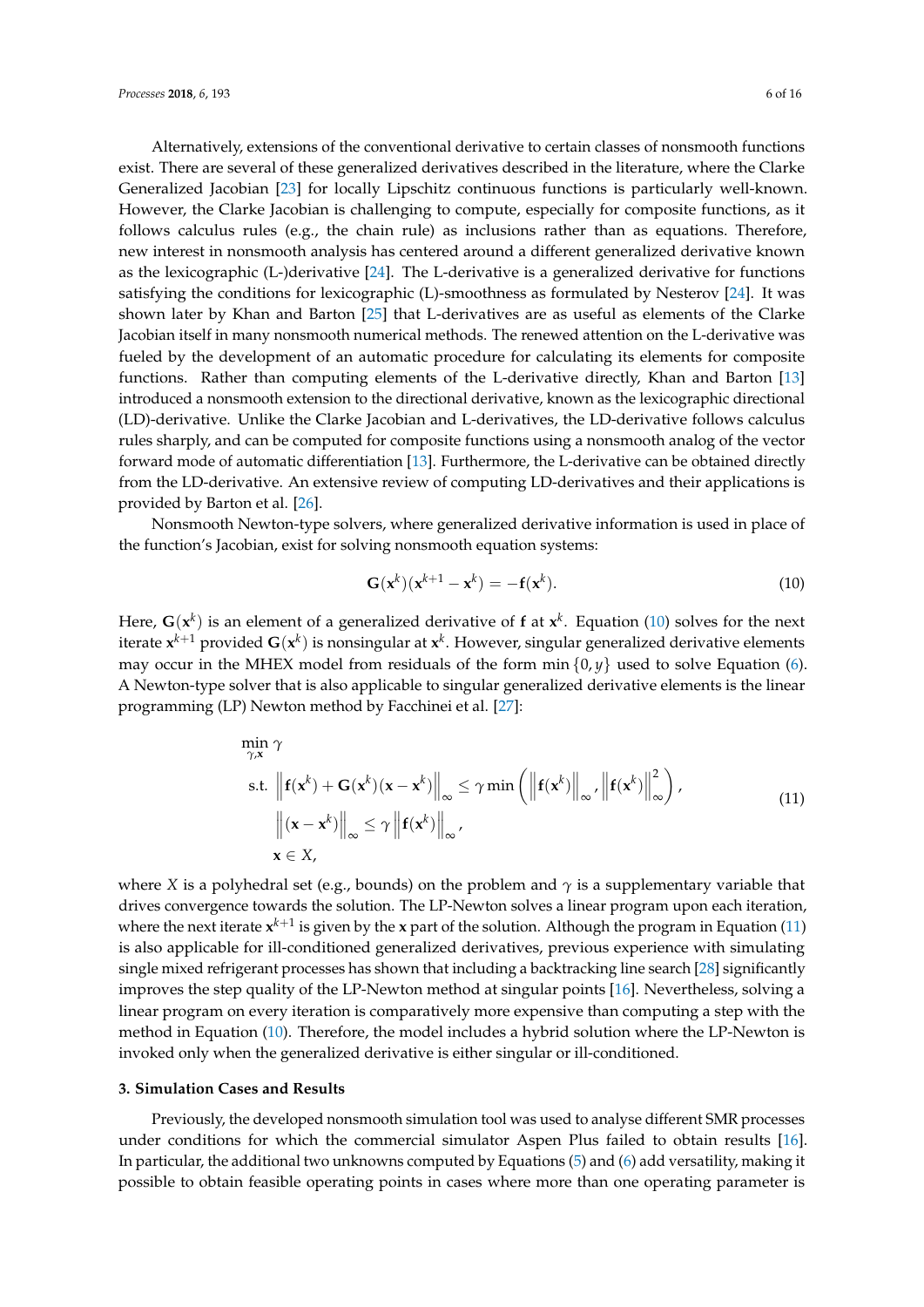Alternatively, extensions of the conventional derivative to certain classes of nonsmooth functions exist. There are several of these generalized derivatives described in the literature, where the Clarke Generalized Jacobian [23] for locally Lipschitz continuous functions is particularly well-known. However, the Clarke Jacobian is challenging to compute, especially for composite functions, as it follows calculus rules (e.g., the chain rule) as inclusions rather than as equations. Therefore, new interest in nonsmooth analysis has centered around a different generalized derivative known as the lexicographic (L-)derivative [24]. The L-derivative is a generalized derivative for functions satisfying the conditions for lexicographic (L-)smoothness as formulated by Nesterov [24]. It was shown later by Khan and Barton [25] that L-derivatives are as useful as elements of the Clarke Jacobian itself in many nonsmooth numerical methods. The renewed attention on the L-derivative was fueled by the development of an automatic procedure for calculating its elements for composite functions. Rather than computing elements of the L-derivative directly, Khan and Barton [13] introduced a nonsmooth extension to the directional derivative, known as the lexicographic directional (LD)-derivative. Unlike the Clarke Jacobian and L-derivatives, the LD-derivative follows calculus rules sharply, and can be computed for composite functions using a nonsmooth analog of the vector forward mode of automatic differentiation [13]. Furthermore, the L-derivative can be obtained directly from the LD-derivative. An extensive review of computing LD-derivatives and their applications is provided by Barton et al. [26].

Nonsmooth Newton-type solvers, where generalized derivative information is used in place of the function's Jacobian, exist for solving nonsmooth equation systems:

$$\mathbf{G}(\mathbf{x}^k)(\mathbf{x}^{k+1} - \mathbf{x}^k) = -\mathbf{f}(\mathbf{x}^k). \tag{10}$$

Here, $\mathbf{G}(\mathbf{x}^k)$ is an element of a generalized derivative of $\mathbf{f}$ at $\mathbf{x}^k$. Equation (10) solves for the next iterate $\mathbf{x}^{k+1}$ provided $\mathbf{G}(\mathbf{x}^k)$ is nonsingular at $\mathbf{x}^k$. However, singular generalized derivative elements may occur in the MHEX model from residuals of the form $\min\{0, y\}$ used to solve Equation (6). A Newton-type solver that is also applicable to singular generalized derivative elements is the linear programming (LP) Newton method by Facchinei et al. [27]:

$$\begin{aligned}
\min_{\gamma, \mathbf{x}} \ & \gamma \\
\text{s.t. } & \left\| \mathbf{f}(\mathbf{x}^k) + \mathbf{G}(\mathbf{x}^k)(\mathbf{x} - \mathbf{x}^k) \right\|_\infty \leq \gamma \min\left( \left\| \mathbf{f}(\mathbf{x}^k) \right\|_\infty, \left\| \mathbf{f}(\mathbf{x}^k) \right\|_\infty^2 \right), \\
& \left\| (\mathbf{x} - \mathbf{x}^k) \right\|_\infty \leq \gamma \left\| \mathbf{f}(\mathbf{x}^k) \right\|_\infty, \\
& \mathbf{x} \in X,
\end{aligned} \tag{11}$$

where $X$ is a polyhedral set (e.g., bounds) on the problem and $\gamma$ is a supplementary variable that drives convergence towards the solution. The LP-Newton solves a linear program upon each iteration, where the next iterate $\mathbf{x}^{k+1}$ is given by the $\mathbf{x}$ part of the solution. Although the program in Equation (11) is also applicable for ill-conditioned generalized derivatives, previous experience with simulating single mixed refrigerant processes has shown that including a backtracking line search [28] significantly improves the step quality of the LP-Newton method at singular points [16]. Nevertheless, solving a linear program on every iteration is comparatively more expensive than computing a step with the method in Equation (10). Therefore, the model includes a hybrid solution where the LP-Newton is invoked only when the generalized derivative is either singular or ill-conditioned.

## 3. Simulation Cases and Results

Previously, the developed nonsmooth simulation tool was used to analyse different SMR processes under conditions for which the commercial simulator Aspen Plus failed to obtain results [16]. In particular, the additional two unknowns computed by Equations (5) and (6) add versatility, making it possible to obtain feasible operating points in cases where more than one operating parameter is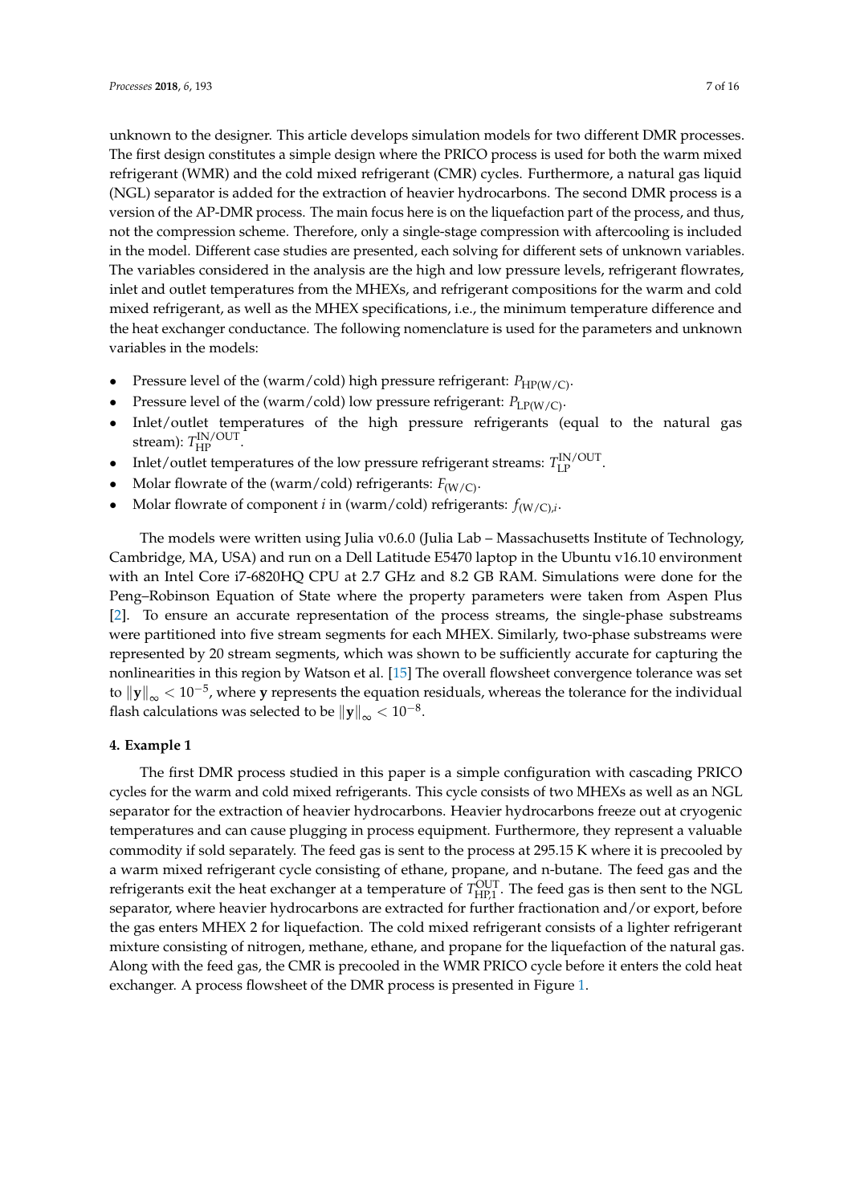unknown to the designer. This article develops simulation models for two different DMR processes. The first design constitutes a simple design where the PRICO process is used for both the warm mixed refrigerant (WMR) and the cold mixed refrigerant (CMR) cycles. Furthermore, a natural gas liquid (NGL) separator is added for the extraction of heavier hydrocarbons. The second DMR process is a version of the AP-DMR process. The main focus here is on the liquefaction part of the process, and thus, not the compression scheme. Therefore, only a single-stage compression with aftercooling is included in the model. Different case studies are presented, each solving for different sets of unknown variables. The variables considered in the analysis are the high and low pressure levels, refrigerant flowrates, inlet and outlet temperatures from the MHEXs, and refrigerant compositions for the warm and cold mixed refrigerant, as well as the MHEX specifications, i.e., the minimum temperature difference and the heat exchanger conductance. The following nomenclature is used for the parameters and unknown variables in the models:

- Pressure level of the (warm/cold) high pressure refrigerant: $P_{\mathrm{HP(W/C)}}$.
- Pressure level of the (warm/cold) low pressure refrigerant: $P_{\mathrm{LP(W/C)}}$.
- Inlet/outlet temperatures of the high pressure refrigerants (equal to the natural gas stream): $T_{\mathrm{HP}}^{\mathrm{IN/OUT}}$.
- Inlet/outlet temperatures of the low pressure refrigerant streams: $T_{\mathrm{LP}}^{\mathrm{IN/OUT}}$.
- Molar flowrate of the (warm/cold) refrigerants: $F_{\mathrm{(W/C)}}$.
- Molar flowrate of component $i$ in (warm/cold) refrigerants: $f_{\mathrm{(W/C)},i}$.

The models were written using Julia v0.6.0 (Julia Lab – Massachusetts Institute of Technology, Cambridge, MA, USA) and run on a Dell Latitude E5470 laptop in the Ubuntu v16.10 environment with an Intel Core i7-6820HQ CPU at 2.7 GHz and 8.2 GB RAM. Simulations were done for the Peng–Robinson Equation of State where the property parameters were taken from Aspen Plus [2]. To ensure an accurate representation of the process streams, the single-phase substreams were partitioned into five stream segments for each MHEX. Similarly, two-phase substreams were represented by 20 stream segments, which was shown to be sufficiently accurate for capturing the nonlinearities in this region by Watson et al. [15] The overall flowsheet convergence tolerance was set to $\|\mathbf{y}\|_\infty < 10^{-5}$, where $\mathbf{y}$ represents the equation residuals, whereas the tolerance for the individual flash calculations was selected to be $\|\mathbf{y}\|_\infty < 10^{-8}$.

## 4. Example 1

The first DMR process studied in this paper is a simple configuration with cascading PRICO cycles for the warm and cold mixed refrigerants. This cycle consists of two MHEXs as well as an NGL separator for the extraction of heavier hydrocarbons. Heavier hydrocarbons freeze out at cryogenic temperatures and can cause plugging in process equipment. Furthermore, they represent a valuable commodity if sold separately. The feed gas is sent to the process at 295.15 K where it is precooled by a warm mixed refrigerant cycle consisting of ethane, propane, and n-butane. The feed gas and the refrigerants exit the heat exchanger at a temperature of $T_{\mathrm{HP,1}}^{\mathrm{OUT}}$. The feed gas is then sent to the NGL separator, where heavier hydrocarbons are extracted for further fractionation and/or export, before the gas enters MHEX 2 for liquefaction. The cold mixed refrigerant consists of a lighter refrigerant mixture consisting of nitrogen, methane, ethane, and propane for the liquefaction of the natural gas. Along with the feed gas, the CMR is precooled in the WMR PRICO cycle before it enters the cold heat exchanger. A process flowsheet of the DMR process is presented in Figure 1.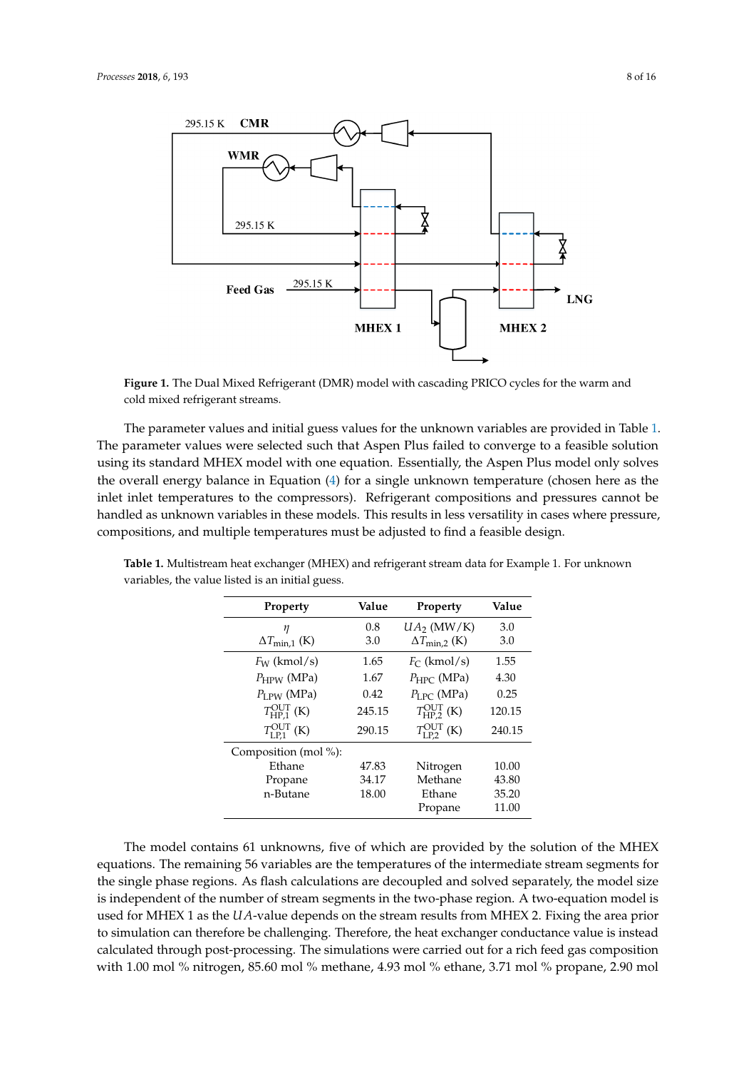**Figure 1.** The Dual Mixed Refrigerant (DMR) model with cascading PRICO cycles for the warm and cold mixed refrigerant streams.

The parameter values and initial guess values for the unknown variables are provided in Table 1. The parameter values were selected such that Aspen Plus failed to converge to a feasible solution using its standard MHEX model with one equation. Essentially, the Aspen Plus model only solves the overall energy balance in Equation (4) for a single unknown temperature (chosen here as the inlet inlet temperatures to the compressors). Refrigerant compositions and pressures cannot be handled as unknown variables in these models. This results in less versatility in cases where pressure, compositions, and multiple temperatures must be adjusted to find a feasible design.

**Table 1.** Multistream heat exchanger (MHEX) and refrigerant stream data for Example 1. For unknown variables, the value listed is an initial guess.

| Property | Value | Property | Value |
|---|---|---|---|
| $\eta$ | 0.8 | $UA_2$ (MW/K) | 3.0 |
| $\Delta T_{\min,1}$ (K) | 3.0 | $\Delta T_{\min,2}$ (K) | 3.0 |
| $F_W$ (kmol/s) | 1.65 | $F_C$ (kmol/s) | 1.55 |
| $P_{HPW}$ (MPa) | 1.67 | $P_{HPC}$ (MPa) | 4.30 |
| $P_{LPW}$ (MPa) | 0.42 | $P_{LPC}$ (MPa) | 0.25 |
| $T^{OUT}_{HP,1}$ (K) | 245.15 | $T^{OUT}_{HP,2}$ (K) | 120.15 |
| $T^{OUT}_{LP,1}$ (K) | 290.15 | $T^{OUT}_{LP,2}$ (K) | 240.15 |
| Composition (mol %): | | | |
| Ethane | 47.83 | Nitrogen | 10.00 |
| Propane | 34.17 | Methane | 43.80 |
| n-Butane | 18.00 | Ethane | 35.20 |
| | | Propane | 11.00 |

The model contains 61 unknowns, five of which are provided by the solution of the MHEX equations. The remaining 56 variables are the temperatures of the intermediate stream segments for the single phase regions. As flash calculations are decoupled and solved separately, the model size is independent of the number of stream segments in the two-phase region. A two-equation model is used for MHEX 1 as the $UA$-value depends on the stream results from MHEX 2. Fixing the area prior to simulation can therefore be challenging. Therefore, the heat exchanger conductance value is instead calculated through post-processing. The simulations were carried out for a rich feed gas composition with 1.00 mol % nitrogen, 85.60 mol % methane, 4.93 mol % ethane, 3.71 mol % propane, 2.90 mol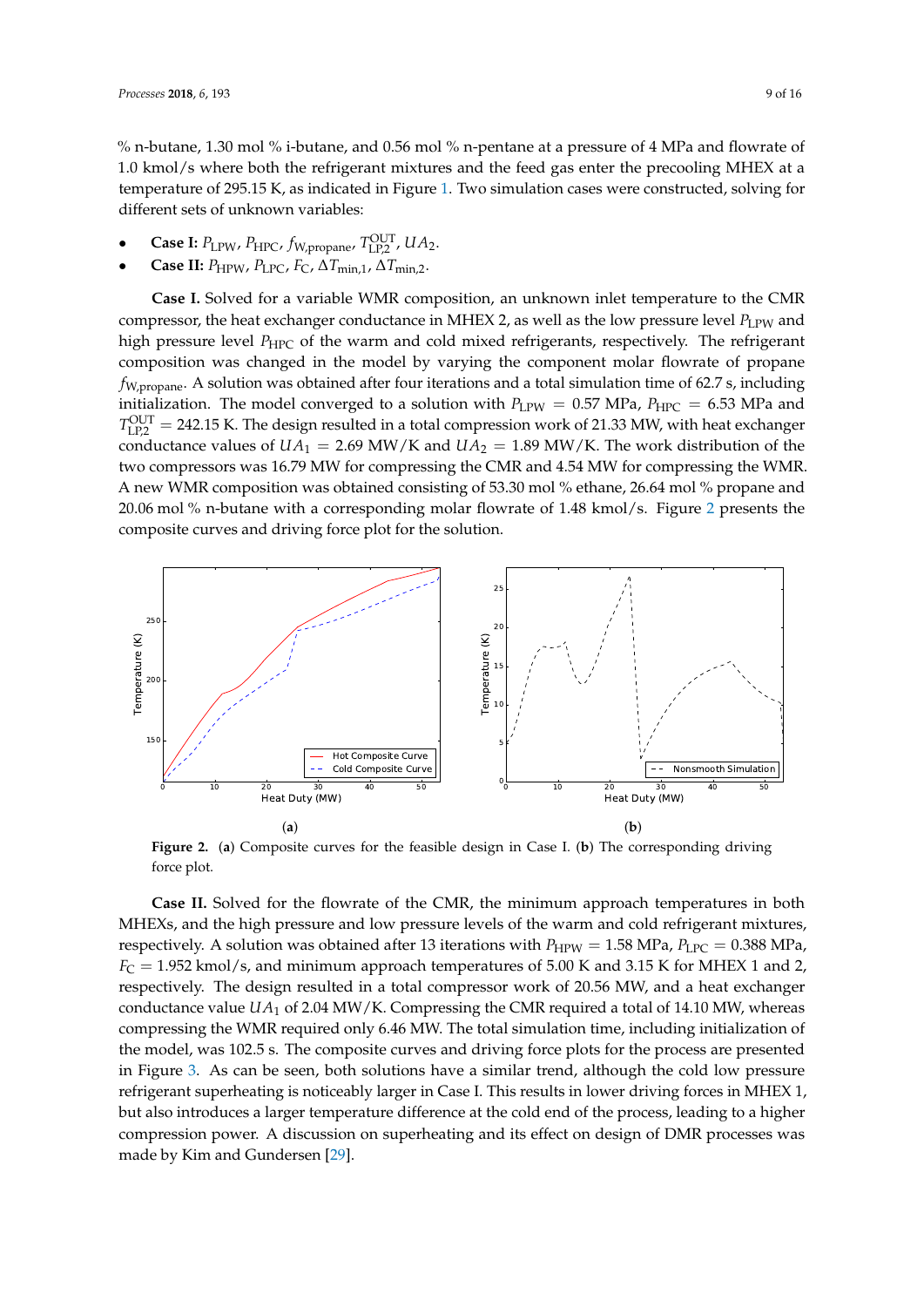% n-butane, 1.30 mol % i-butane, and 0.56 mol % n-pentane at a pressure of 4 MPa and flowrate of 1.0 kmol/s where both the refrigerant mixtures and the feed gas enter the precooling MHEX at a temperature of 295.15 K, as indicated in Figure 1. Two simulation cases were constructed, solving for different sets of unknown variables:

- **Case I:** $P_{\text{LPW}}$, $P_{\text{HPC}}$, $f_{\text{W,propane}}$, $T_{\text{LP,2}}^{\text{OUT}}$, $UA_2$.
- **Case II:** $P_{\text{HPW}}$, $P_{\text{LPC}}$, $F_{\text{C}}$, $\Delta T_{\text{min,1}}$, $\Delta T_{\text{min,2}}$.

**Case I.** Solved for a variable WMR composition, an unknown inlet temperature to the CMR compressor, the heat exchanger conductance in MHEX 2, as well as the low pressure level $P_{\text{LPW}}$ and high pressure level $P_{\text{HPC}}$ of the warm and cold mixed refrigerants, respectively. The refrigerant composition was changed in the model by varying the component molar flowrate of propane $f_{\text{W,propane}}$. A solution was obtained after four iterations and a total simulation time of 62.7 s, including initialization. The model converged to a solution with $P_{\text{LPW}} = 0.57$ MPa, $P_{\text{HPC}} = 6.53$ MPa and $T_{\text{LP,2}}^{\text{OUT}} = 242.15$ K. The design resulted in a total compression work of 21.33 MW, with heat exchanger conductance values of $UA_1 = 2.69$ MW/K and $UA_2 = 1.89$ MW/K. The work distribution of the two compressors was 16.79 MW for compressing the CMR and 4.54 MW for compressing the WMR. A new WMR composition was obtained consisting of 53.30 mol % ethane, 26.64 mol % propane and 20.06 mol % n-butane with a corresponding molar flowrate of 1.48 kmol/s. Figure 2 presents the composite curves and driving force plot for the solution.

**Figure 2.** (**a**) Composite curves for the feasible design in Case I. (**b**) The corresponding driving force plot.

**Case II.** Solved for the flowrate of the CMR, the minimum approach temperatures in both MHEXs, and the high pressure and low pressure levels of the warm and cold refrigerant mixtures, respectively. A solution was obtained after 13 iterations with $P_{\text{HPW}} = 1.58$ MPa, $P_{\text{LPC}} = 0.388$ MPa, $F_{\text{C}} = 1.952$ kmol/s, and minimum approach temperatures of 5.00 K and 3.15 K for MHEX 1 and 2, respectively. The design resulted in a total compressor work of 20.56 MW, and a heat exchanger conductance value $UA_1$ of 2.04 MW/K. Compressing the CMR required a total of 14.10 MW, whereas compressing the WMR required only 6.46 MW. The total simulation time, including initialization of the model, was 102.5 s. The composite curves and driving force plots for the process are presented in Figure 3. As can be seen, both solutions have a similar trend, although the cold low pressure refrigerant superheating is noticeably larger in Case I. This results in lower driving forces in MHEX 1, but also introduces a larger temperature difference at the cold end of the process, leading to a higher compression power. A discussion on superheating and its effect on design of DMR processes was made by Kim and Gundersen [29].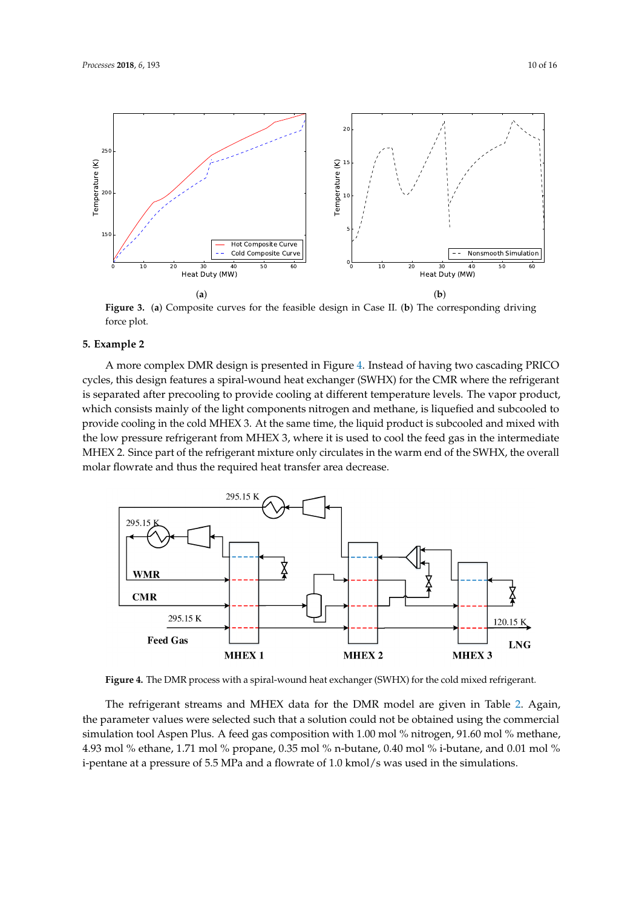**Figure 3.** (**a**) Composite curves for the feasible design in Case II. (**b**) The corresponding driving force plot.

## 5. Example 2

A more complex DMR design is presented in Figure 4. Instead of having two cascading PRICO cycles, this design features a spiral-wound heat exchanger (SWHX) for the CMR where the refrigerant is separated after precooling to provide cooling at different temperature levels. The vapor product, which consists mainly of the light components nitrogen and methane, is liquefied and subcooled to provide cooling in the cold MHEX 3. At the same time, the liquid product is subcooled and mixed with the low pressure refrigerant from MHEX 3, where it is used to cool the feed gas in the intermediate MHEX 2. Since part of the refrigerant mixture only circulates in the warm end of the SWHX, the overall molar flowrate and thus the required heat transfer area decrease.

**Figure 4.** The DMR process with a spiral-wound heat exchanger (SWHX) for the cold mixed refrigerant.

The refrigerant streams and MHEX data for the DMR model are given in Table 2. Again, the parameter values were selected such that a solution could not be obtained using the commercial simulation tool Aspen Plus. A feed gas composition with 1.00 mol % nitrogen, 91.60 mol % methane, 4.93 mol % ethane, 1.71 mol % propane, 0.35 mol % n-butane, 0.40 mol % i-butane, and 0.01 mol % i-pentane at a pressure of 5.5 MPa and a flowrate of 1.0 kmol/s was used in the simulations.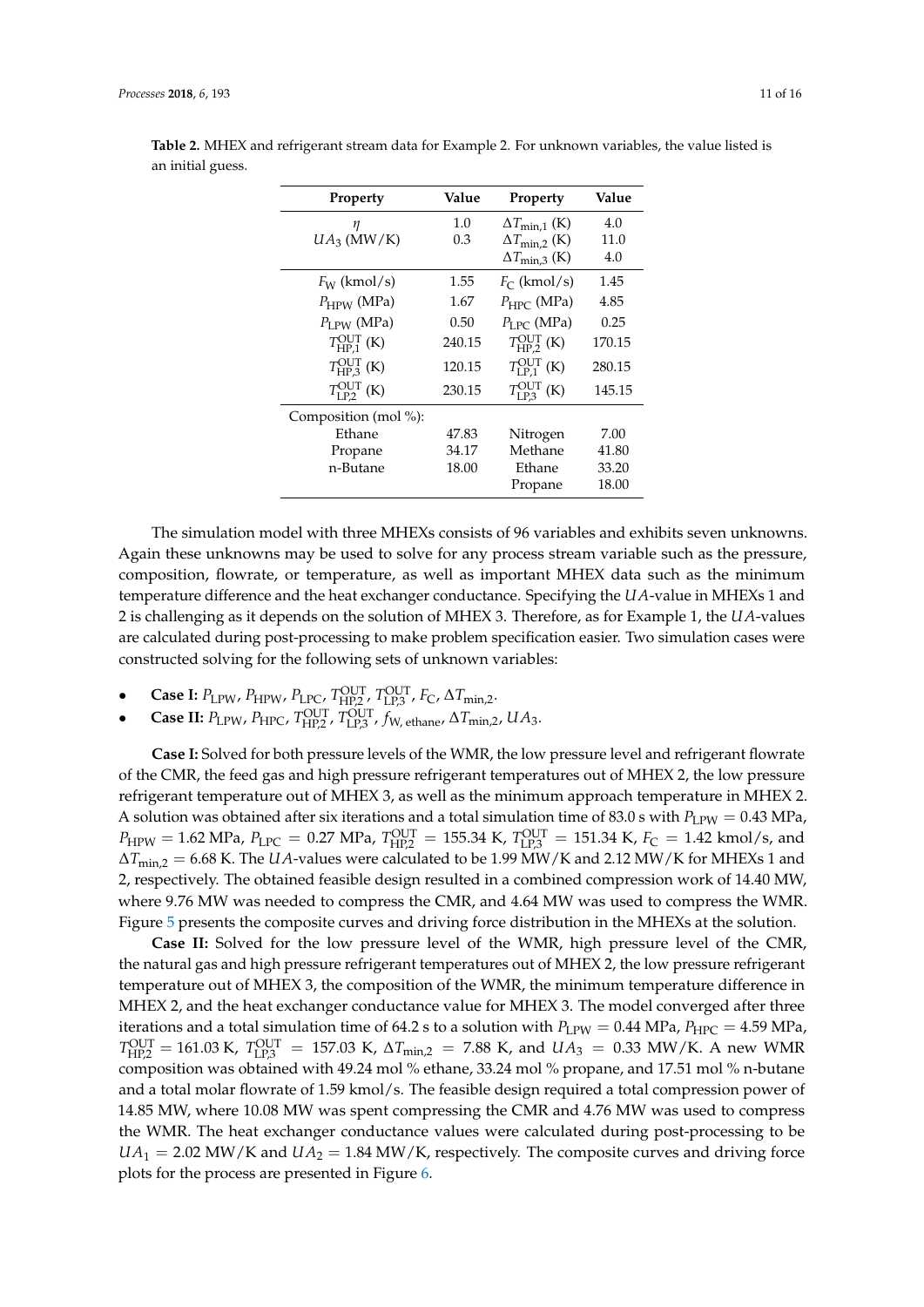**Table 2.** MHEX and refrigerant stream data for Example 2. For unknown variables, the value listed is an initial guess.

| Property | Value | Property | Value |
|---|---|---|---|
| $\eta$ | 1.0 | $\Delta T_{\min,1}$ (K) | 4.0 |
| $UA_3$ (MW/K) | 0.3 | $\Delta T_{\min,2}$ (K) | 11.0 |
| | | $\Delta T_{\min,3}$ (K) | 4.0 |
| $F_{\mathrm{W}}$ (kmol/s) | 1.55 | $F_{\mathrm{C}}$ (kmol/s) | 1.45 |
| $P_{\mathrm{HPW}}$ (MPa) | 1.67 | $P_{\mathrm{HPC}}$ (MPa) | 4.85 |
| $P_{\mathrm{LPW}}$ (MPa) | 0.50 | $P_{\mathrm{LPC}}$ (MPa) | 0.25 |
| $T_{\mathrm{HP,1}}^{\mathrm{OUT}}$ (K) | 240.15 | $T_{\mathrm{HP,2}}^{\mathrm{OUT}}$ (K) | 170.15 |
| $T_{\mathrm{HP,3}}^{\mathrm{OUT}}$ (K) | 120.15 | $T_{\mathrm{LP,1}}^{\mathrm{OUT}}$ (K) | 280.15 |
| $T_{\mathrm{LP,2}}^{\mathrm{OUT}}$ (K) | 230.15 | $T_{\mathrm{LP,3}}^{\mathrm{OUT}}$ (K) | 145.15 |
| Composition (mol %): | | | |
| Ethane | 47.83 | Nitrogen | 7.00 |
| Propane | 34.17 | Methane | 41.80 |
| n-Butane | 18.00 | Ethane | 33.20 |
| | | Propane | 18.00 |

The simulation model with three MHEXs consists of 96 variables and exhibits seven unknowns. Again these unknowns may be used to solve for any process stream variable such as the pressure, composition, flowrate, or temperature, as well as important MHEX data such as the minimum temperature difference and the heat exchanger conductance. Specifying the $UA$-value in MHEXs 1 and 2 is challenging as it depends on the solution of MHEX 3. Therefore, as for Example 1, the $UA$-values are calculated during post-processing to make problem specification easier. Two simulation cases were constructed solving for the following sets of unknown variables:

- **Case I:** $P_{\mathrm{LPW}}$, $P_{\mathrm{HPW}}$, $P_{\mathrm{LPC}}$, $T_{\mathrm{HP,2}}^{\mathrm{OUT}}$, $T_{\mathrm{LP,3}}^{\mathrm{OUT}}$, $F_{\mathrm{C}}$, $\Delta T_{\min,2}$.
- **Case II:** $P_{\mathrm{LPW}}$, $P_{\mathrm{HPC}}$, $T_{\mathrm{HP,2}}^{\mathrm{OUT}}$, $T_{\mathrm{LP,3}}^{\mathrm{OUT}}$, $f_{\mathrm{W,\,ethane}}$, $\Delta T_{\min,2}$, $UA_3$.

**Case I:** Solved for both pressure levels of the WMR, the low pressure level and refrigerant flowrate of the CMR, the feed gas and high pressure refrigerant temperatures out of MHEX 2, the low pressure refrigerant temperature out of MHEX 3, as well as the minimum approach temperature in MHEX 2. A solution was obtained after six iterations and a total simulation time of 83.0 s with $P_{\mathrm{LPW}} = 0.43$ MPa, $P_{\mathrm{HPW}} = 1.62$ MPa, $P_{\mathrm{LPC}} = 0.27$ MPa, $T_{\mathrm{HP,2}}^{\mathrm{OUT}} = 155.34$ K, $T_{\mathrm{LP,3}}^{\mathrm{OUT}} = 151.34$ K, $F_{\mathrm{C}} = 1.42$ kmol/s, and $\Delta T_{\min,2} = 6.68$ K. The $UA$-values were calculated to be 1.99 MW/K and 2.12 MW/K for MHEXs 1 and 2, respectively. The obtained feasible design resulted in a combined compression work of 14.40 MW, where 9.76 MW was needed to compress the CMR, and 4.64 MW was used to compress the WMR. Figure 5 presents the composite curves and driving force distribution in the MHEXs at the solution.

**Case II:** Solved for the low pressure level of the WMR, high pressure level of the CMR, the natural gas and high pressure refrigerant temperatures out of MHEX 2, the low pressure refrigerant temperature out of MHEX 3, the composition of the WMR, the minimum temperature difference in MHEX 2, and the heat exchanger conductance value for MHEX 3. The model converged after three iterations and a total simulation time of 64.2 s to a solution with $P_{\mathrm{LPW}} = 0.44$ MPa, $P_{\mathrm{HPC}} = 4.59$ MPa, $T_{\mathrm{HP,2}}^{\mathrm{OUT}} = 161.03$ K, $T_{\mathrm{LP,3}}^{\mathrm{OUT}} = 157.03$ K, $\Delta T_{\min,2} = 7.88$ K, and $UA_3 = 0.33$ MW/K. A new WMR composition was obtained with 49.24 mol % ethane, 33.24 mol % propane, and 17.51 mol % n-butane and a total molar flowrate of 1.59 kmol/s. The feasible design required a total compression power of 14.85 MW, where 10.08 MW was spent compressing the CMR and 4.76 MW was used to compress the WMR. The heat exchanger conductance values were calculated during post-processing to be $UA_1 = 2.02$ MW/K and $UA_2 = 1.84$ MW/K, respectively. The composite curves and driving force plots for the process are presented in Figure 6.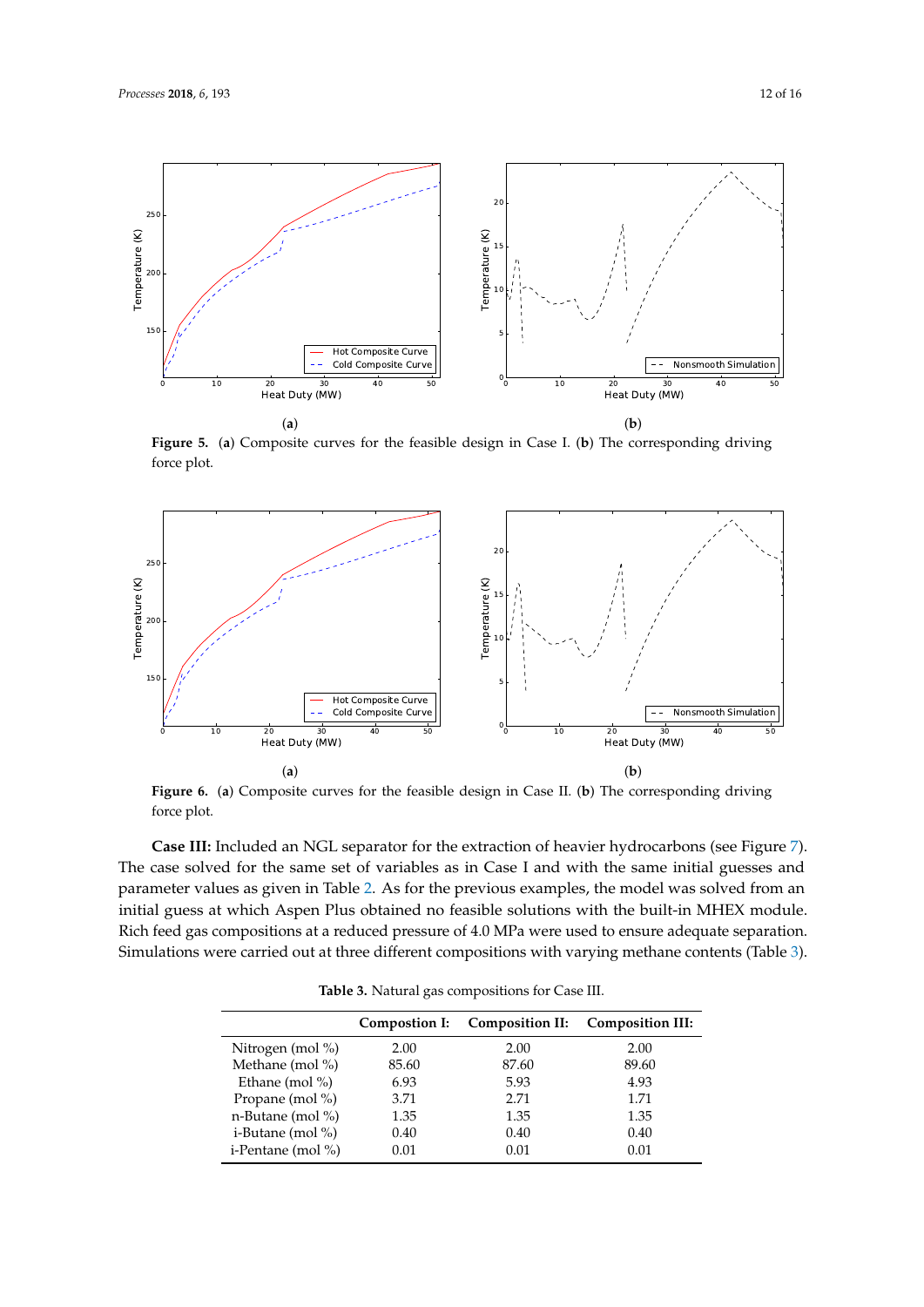**Figure 5.** (**a**) Composite curves for the feasible design in Case I. (**b**) The corresponding driving force plot.

**Figure 6.** (**a**) Composite curves for the feasible design in Case II. (**b**) The corresponding driving force plot.

**Case III:** Included an NGL separator for the extraction of heavier hydrocarbons (see Figure 7). The case solved for the same set of variables as in Case I and with the same initial guesses and parameter values as given in Table 2. As for the previous examples, the model was solved from an initial guess at which Aspen Plus obtained no feasible solutions with the built-in MHEX module. Rich feed gas compositions at a reduced pressure of 4.0 MPa were used to ensure adequate separation. Simulations were carried out at three different compositions with varying methane contents (Table 3).

**Table 3.** Natural gas compositions for Case III.

| | Compostion I: | Composition II: | Composition III: |
|---|---|---|---|
| Nitrogen (mol %) | 2.00 | 2.00 | 2.00 |
| Methane (mol %) | 85.60 | 87.60 | 89.60 |
| Ethane (mol %) | 6.93 | 5.93 | 4.93 |
| Propane (mol %) | 3.71 | 2.71 | 1.71 |
| n-Butane (mol %) | 1.35 | 1.35 | 1.35 |
| i-Butane (mol %) | 0.40 | 0.40 | 0.40 |
| i-Pentane (mol %) | 0.01 | 0.01 | 0.01 |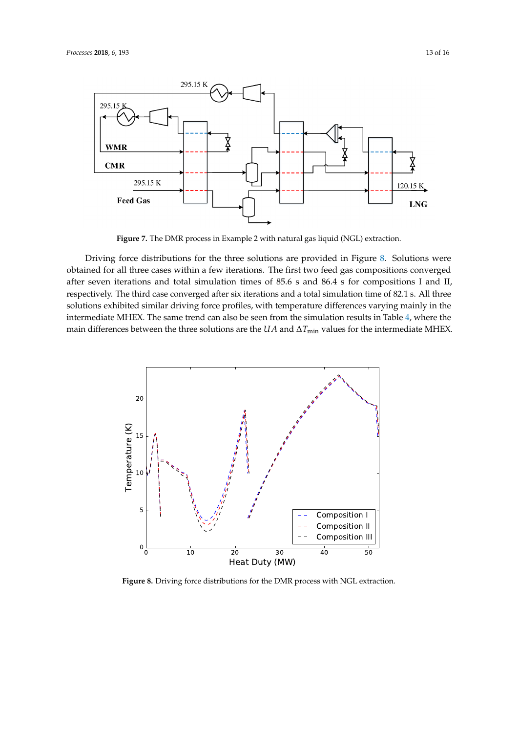**Figure 7.** The DMR process in Example 2 with natural gas liquid (NGL) extraction.

Driving force distributions for the three solutions are provided in Figure 8. Solutions were obtained for all three cases within a few iterations. The first two feed gas compositions converged after seven iterations and total simulation times of 85.6 s and 86.4 s for compositions I and II, respectively. The third case converged after six iterations and a total simulation time of 82.1 s. All three solutions exhibited similar driving force profiles, with temperature differences varying mainly in the intermediate MHEX. The same trend can also be seen from the simulation results in Table 4, where the main differences between the three solutions are the $UA$ and $\Delta T_{\min}$ values for the intermediate MHEX.

**Figure 8.** Driving force distributions for the DMR process with NGL extraction.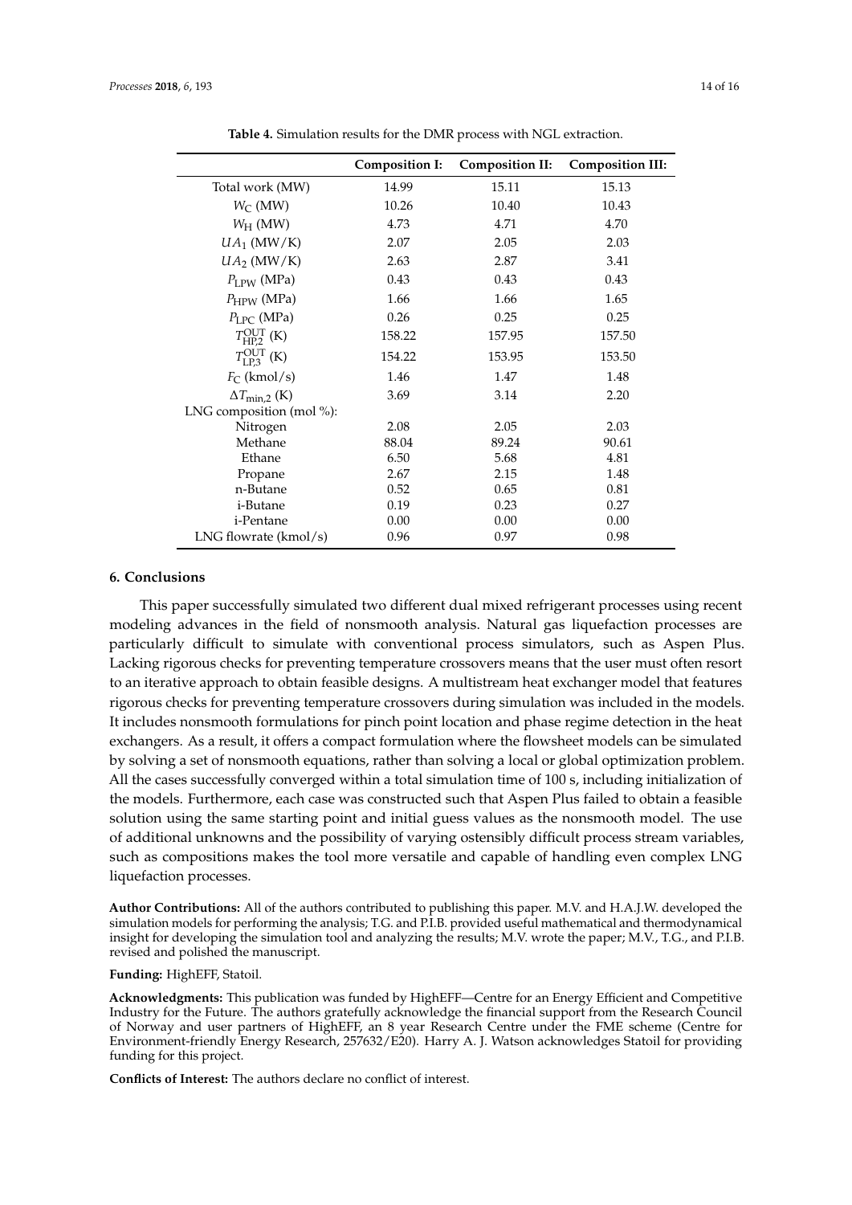**Table 4.** Simulation results for the DMR process with NGL extraction.

| | Composition I: | Composition II: | Composition III: |
|---|---|---|---|
| Total work (MW) | 14.99 | 15.11 | 15.13 |
| $W_C$ (MW) | 10.26 | 10.40 | 10.43 |
| $W_H$ (MW) | 4.73 | 4.71 | 4.70 |
| $UA_1$ (MW/K) | 2.07 | 2.05 | 2.03 |
| $UA_2$ (MW/K) | 2.63 | 2.87 | 3.41 |
| $P_{LPW}$ (MPa) | 0.43 | 0.43 | 0.43 |
| $P_{HPW}$ (MPa) | 1.66 | 1.66 | 1.65 |
| $P_{LPC}$ (MPa) | 0.26 | 0.25 | 0.25 |
| $T_{HP,2}^{OUT}$ (K) | 158.22 | 157.95 | 157.50 |
| $T_{LP,3}^{OUT}$ (K) | 154.22 | 153.95 | 153.50 |
| $F_C$ (kmol/s) | 1.46 | 1.47 | 1.48 |
| $\Delta T_{\min,2}$ (K) | 3.69 | 3.14 | 2.20 |
| LNG composition (mol %): | | | |
| Nitrogen | 2.08 | 2.05 | 2.03 |
| Methane | 88.04 | 89.24 | 90.61 |
| Ethane | 6.50 | 5.68 | 4.81 |
| Propane | 2.67 | 2.15 | 1.48 |
| n-Butane | 0.52 | 0.65 | 0.81 |
| i-Butane | 0.19 | 0.23 | 0.27 |
| i-Pentane | 0.00 | 0.00 | 0.00 |
| LNG flowrate (kmol/s) | 0.96 | 0.97 | 0.98 |

## 6. Conclusions

This paper successfully simulated two different dual mixed refrigerant processes using recent modeling advances in the field of nonsmooth analysis. Natural gas liquefaction processes are particularly difficult to simulate with conventional process simulators, such as Aspen Plus. Lacking rigorous checks for preventing temperature crossovers means that the user must often resort to an iterative approach to obtain feasible designs. A multistream heat exchanger model that features rigorous checks for preventing temperature crossovers during simulation was included in the models. It includes nonsmooth formulations for pinch point location and phase regime detection in the heat exchangers. As a result, it offers a compact formulation where the flowsheet models can be simulated by solving a set of nonsmooth equations, rather than solving a local or global optimization problem. All the cases successfully converged within a total simulation time of 100 s, including initialization of the models. Furthermore, each case was constructed such that Aspen Plus failed to obtain a feasible solution using the same starting point and initial guess values as the nonsmooth model. The use of additional unknowns and the possibility of varying ostensibly difficult process stream variables, such as compositions makes the tool more versatile and capable of handling even complex LNG liquefaction processes.

**Author Contributions:** All of the authors contributed to publishing this paper. M.V. and H.A.J.W. developed the simulation models for performing the analysis; T.G. and P.I.B. provided useful mathematical and thermodynamical insight for developing the simulation tool and analyzing the results; M.V. wrote the paper; M.V., T.G., and P.I.B. revised and polished the manuscript.

**Funding:** HighEFF, Statoil.

**Acknowledgments:** This publication was funded by HighEFF—Centre for an Energy Efficient and Competitive Industry for the Future. The authors gratefully acknowledge the financial support from the Research Council of Norway and user partners of HighEFF, an 8 year Research Centre under the FME scheme (Centre for Environment-friendly Energy Research, 257632/E20). Harry A. J. Watson acknowledges Statoil for providing funding for this project.

**Conflicts of Interest:** The authors declare no conflict of interest.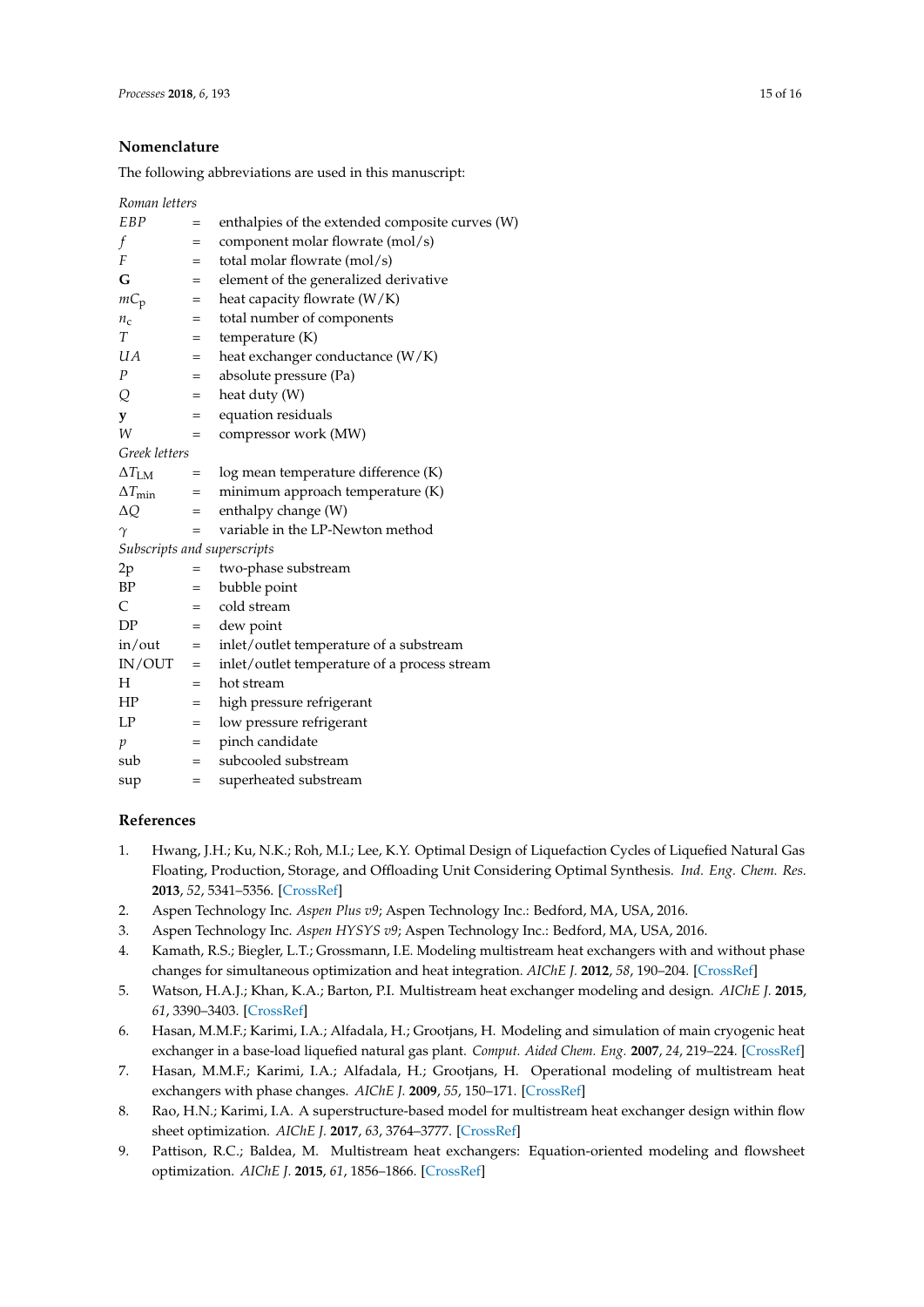## Nomenclature

The following abbreviations are used in this manuscript:

*Roman letters*

| | | |
|---|---|---|
| $EBP$ | = | enthalpies of the extended composite curves (W) |
| $f$ | = | component molar flowrate (mol/s) |
| $F$ | = | total molar flowrate (mol/s) |
| $\mathbf{G}$ | = | element of the generalized derivative |
| $mC_p$ | = | heat capacity flowrate (W/K) |
| $n_c$ | = | total number of components |
| $T$ | = | temperature (K) |
| $UA$ | = | heat exchanger conductance (W/K) |
| $P$ | = | absolute pressure (Pa) |
| $Q$ | = | heat duty (W) |
| $\mathbf{y}$ | = | equation residuals |
| $W$ | = | compressor work (MW) |

*Greek letters*

| | | |
|---|---|---|
| $\Delta T_{LM}$ | = | log mean temperature difference (K) |
| $\Delta T_{min}$ | = | minimum approach temperature (K) |
| $\Delta Q$ | = | enthalpy change (W) |
| $\gamma$ | = | variable in the LP-Newton method |

*Subscripts and superscripts*

| | | |
|---|---|---|
| 2p | = | two-phase substream |
| BP | = | bubble point |
| C | = | cold stream |
| DP | = | dew point |
| in/out | = | inlet/outlet temperature of a substream |
| IN/OUT | = | inlet/outlet temperature of a process stream |
| H | = | hot stream |
| HP | = | high pressure refrigerant |
| LP | = | low pressure refrigerant |
| $p$ | = | pinch candidate |
| sub | = | subcooled substream |
| sup | = | superheated substream |

## References

1. Hwang, J.H.; Ku, N.K.; Roh, M.I.; Lee, K.Y. Optimal Design of Liquefaction Cycles of Liquefied Natural Gas Floating, Production, Storage, and Offloading Unit Considering Optimal Synthesis. *Ind. Eng. Chem. Res.* **2013**, *52*, 5341–5356. [CrossRef]
2. Aspen Technology Inc. *Aspen Plus v9*; Aspen Technology Inc.: Bedford, MA, USA, 2016.
3. Aspen Technology Inc. *Aspen HYSYS v9*; Aspen Technology Inc.: Bedford, MA, USA, 2016.
4. Kamath, R.S.; Biegler, L.T.; Grossmann, I.E. Modeling multistream heat exchangers with and without phase changes for simultaneous optimization and heat integration. *AIChE J.* **2012**, *58*, 190–204. [CrossRef]
5. Watson, H.A.J.; Khan, K.A.; Barton, P.I. Multistream heat exchanger modeling and design. *AIChE J.* **2015**, *61*, 3390–3403. [CrossRef]
6. Hasan, M.M.F.; Karimi, I.A.; Alfadala, H.; Grootjans, H. Modeling and simulation of main cryogenic heat exchanger in a base-load liquefied natural gas plant. *Comput. Aided Chem. Eng.* **2007**, *24*, 219–224. [CrossRef]
7. Hasan, M.M.F.; Karimi, I.A.; Alfadala, H.; Grootjans, H. Operational modeling of multistream heat exchangers with phase changes. *AIChE J.* **2009**, *55*, 150–171. [CrossRef]
8. Rao, H.N.; Karimi, I.A. A superstructure-based model for multistream heat exchanger design within flow sheet optimization. *AIChE J.* **2017**, *63*, 3764–3777. [CrossRef]
9. Pattison, R.C.; Baldea, M. Multistream heat exchangers: Equation-oriented modeling and flowsheet optimization. *AIChE J.* **2015**, *61*, 1856–1866. [CrossRef]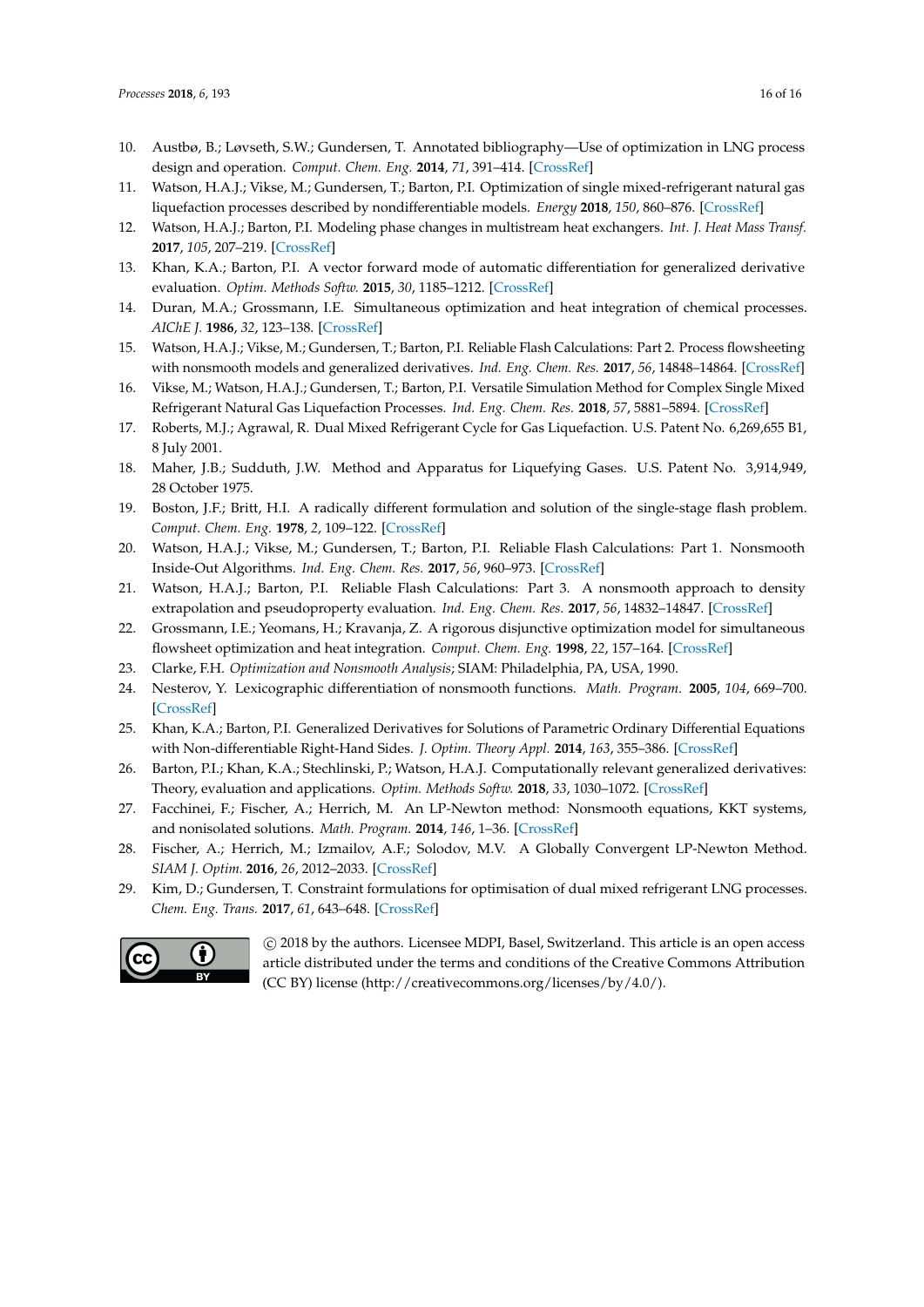10. Austbø, B.; Løvseth, S.W.; Gundersen, T. Annotated bibliography—Use of optimization in LNG process design and operation. *Comput. Chem. Eng.* **2014**, *71*, 391–414. [CrossRef]
11. Watson, H.A.J.; Vikse, M.; Gundersen, T.; Barton, P.I. Optimization of single mixed-refrigerant natural gas liquefaction processes described by nondifferentiable models. *Energy* **2018**, *150*, 860–876. [CrossRef]
12. Watson, H.A.J.; Barton, P.I. Modeling phase changes in multistream heat exchangers. *Int. J. Heat Mass Transf.* **2017**, *105*, 207–219. [CrossRef]
13. Khan, K.A.; Barton, P.I. A vector forward mode of automatic differentiation for generalized derivative evaluation. *Optim. Methods Softw.* **2015**, *30*, 1185–1212. [CrossRef]
14. Duran, M.A.; Grossmann, I.E. Simultaneous optimization and heat integration of chemical processes. *AIChE J.* **1986**, *32*, 123–138. [CrossRef]
15. Watson, H.A.J.; Vikse, M.; Gundersen, T.; Barton, P.I. Reliable Flash Calculations: Part 2. Process flowsheeting with nonsmooth models and generalized derivatives. *Ind. Eng. Chem. Res.* **2017**, *56*, 14848–14864. [CrossRef]
16. Vikse, M.; Watson, H.A.J.; Gundersen, T.; Barton, P.I. Versatile Simulation Method for Complex Single Mixed Refrigerant Natural Gas Liquefaction Processes. *Ind. Eng. Chem. Res.* **2018**, *57*, 5881–5894. [CrossRef]
17. Roberts, M.J.; Agrawal, R. Dual Mixed Refrigerant Cycle for Gas Liquefaction. U.S. Patent No. 6,269,655 B1, 8 July 2001.
18. Maher, J.B.; Sudduth, J.W. Method and Apparatus for Liquefying Gases. U.S. Patent No. 3,914,949, 28 October 1975.
19. Boston, J.F.; Britt, H.I. A radically different formulation and solution of the single-stage flash problem. *Comput. Chem. Eng.* **1978**, *2*, 109–122. [CrossRef]
20. Watson, H.A.J.; Vikse, M.; Gundersen, T.; Barton, P.I. Reliable Flash Calculations: Part 1. Nonsmooth Inside-Out Algorithms. *Ind. Eng. Chem. Res.* **2017**, *56*, 960–973. [CrossRef]
21. Watson, H.A.J.; Barton, P.I. Reliable Flash Calculations: Part 3. A nonsmooth approach to density extrapolation and pseudoproperty evaluation. *Ind. Eng. Chem. Res.* **2017**, *56*, 14832–14847. [CrossRef]
22. Grossmann, I.E.; Yeomans, H.; Kravanja, Z. A rigorous disjunctive optimization model for simultaneous flowsheet optimization and heat integration. *Comput. Chem. Eng.* **1998**, *22*, 157–164. [CrossRef]
23. Clarke, F.H. *Optimization and Nonsmooth Analysis*; SIAM: Philadelphia, PA, USA, 1990.
24. Nesterov, Y. Lexicographic differentiation of nonsmooth functions. *Math. Program.* **2005**, *104*, 669–700. [CrossRef]
25. Khan, K.A.; Barton, P.I. Generalized Derivatives for Solutions of Parametric Ordinary Differential Equations with Non-differentiable Right-Hand Sides. *J. Optim. Theory Appl.* **2014**, *163*, 355–386. [CrossRef]
26. Barton, P.I.; Khan, K.A.; Stechlinski, P.; Watson, H.A.J. Computationally relevant generalized derivatives: Theory, evaluation and applications. *Optim. Methods Softw.* **2018**, *33*, 1030–1072. [CrossRef]
27. Facchinei, F.; Fischer, A.; Herrich, M. An LP-Newton method: Nonsmooth equations, KKT systems, and nonisolated solutions. *Math. Program.* **2014**, *146*, 1–36. [CrossRef]
28. Fischer, A.; Herrich, M.; Izmailov, A.F.; Solodov, M.V. A Globally Convergent LP-Newton Method. *SIAM J. Optim.* **2016**, *26*, 2012–2033. [CrossRef]
29. Kim, D.; Gundersen, T. Constraint formulations for optimisation of dual mixed refrigerant LNG processes. *Chem. Eng. Trans.* **2017**, *61*, 643–648. [CrossRef]

© 2018 by the authors. Licensee MDPI, Basel, Switzerland. This article is an open access article distributed under the terms and conditions of the Creative Commons Attribution (CC BY) license (http://creativecommons.org/licenses/by/4.0/).